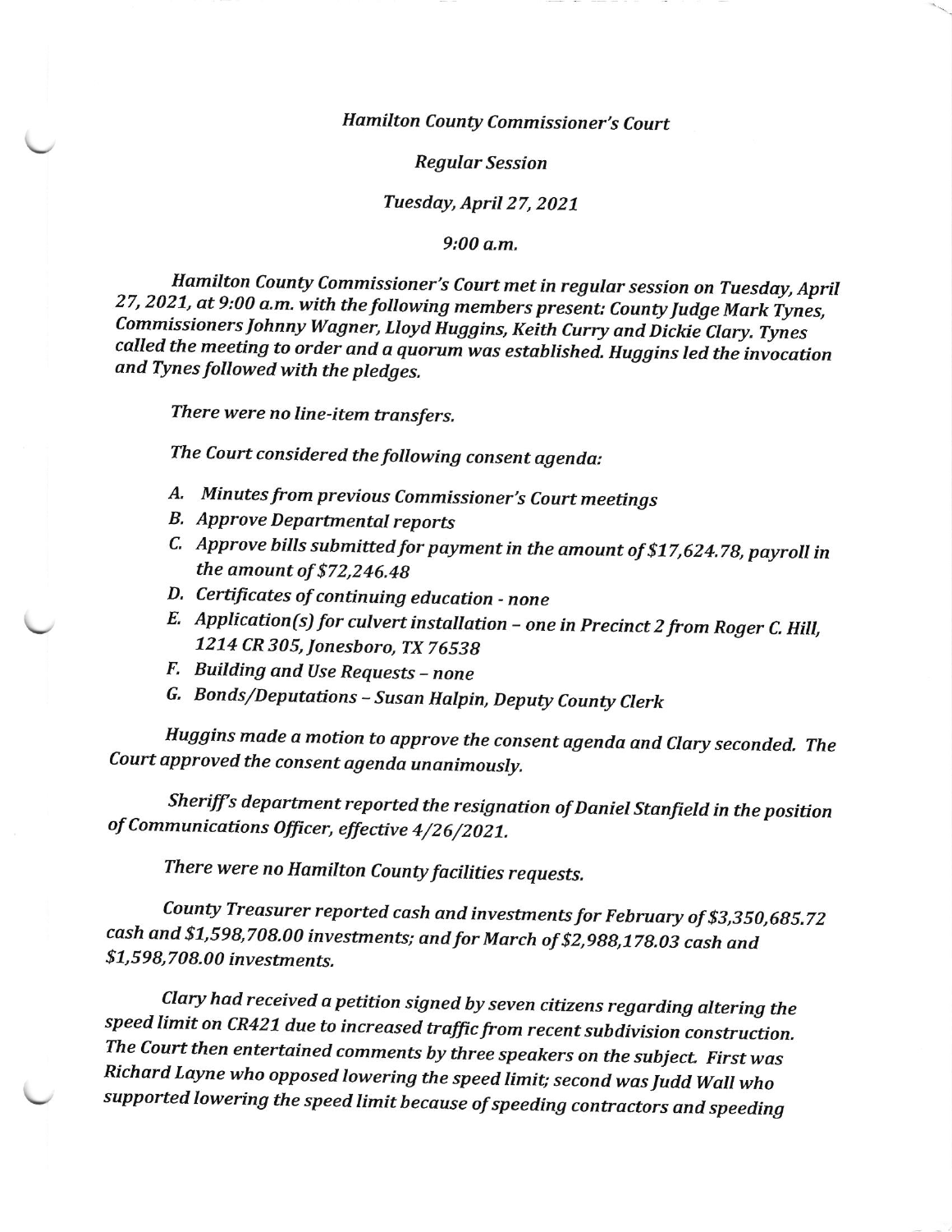*Hamilton County Commissioner's Court*

*Regular Session*

*Tuesday, April 27, 2021*

*9:00 a.m.*

*Hamilton County Commissioner's Court met in regular session on Tuesday, April 27, 2021, at 9:00 a.m. with the following members present: County Judge Mark Tynes, Commissioners Johnny Wagner, Lloyd Huggins, Keith Curry and Dickie Clary. Tynes called the meeting to order and a quorum was established. Huggins led the invocation and Tynes followed with the pledges.*

*There were no line-item transfers.*

*The Court considered the following consent agenda:*

- *A. Minutes from previous Commissioner's Court meetings*
- *B. Approve Departmental reports*
- *C. Approve bills submitted for payment in the amount of $17,624.78, payroll in the amount of $72,246.48*
- *D. Certificates of continuing education - none*
- *E. Application(s) for culvert installation – one in Precinct 2 from Roger C. Hill, 1214 CR 305, Jonesboro, TX 76538*
- *F. Building and Use Requests – none*
- *G. Bonds/Deputations – Susan Halpin, Deputy County Clerk*

*Huggins made a motion to approve the consent agenda and Clary seconded. The Court approved the consent agenda unanimously.*

*Sheriff's department reported the resignation of Daniel Stanfield in the position of Communications Officer, effective 4/26/2021.*

*There were no Hamilton County facilities requests.*

*County Treasurer reported cash and investments for February of $3,350,685.72 cash and $1,598,708.00 investments; and for March of $2,988,178.03 cash and $1,598,708.00 investments.*

*Clary had received a petition signed by seven citizens regarding altering the speed limit on CR421 due to increased traffic from recent subdivision construction. The Court then entertained comments by three speakers on the subject. First was Richard Layne who opposed lowering the speed limit; second was Judd Wall who supported lowering the speed limit because of speeding contractors and speeding*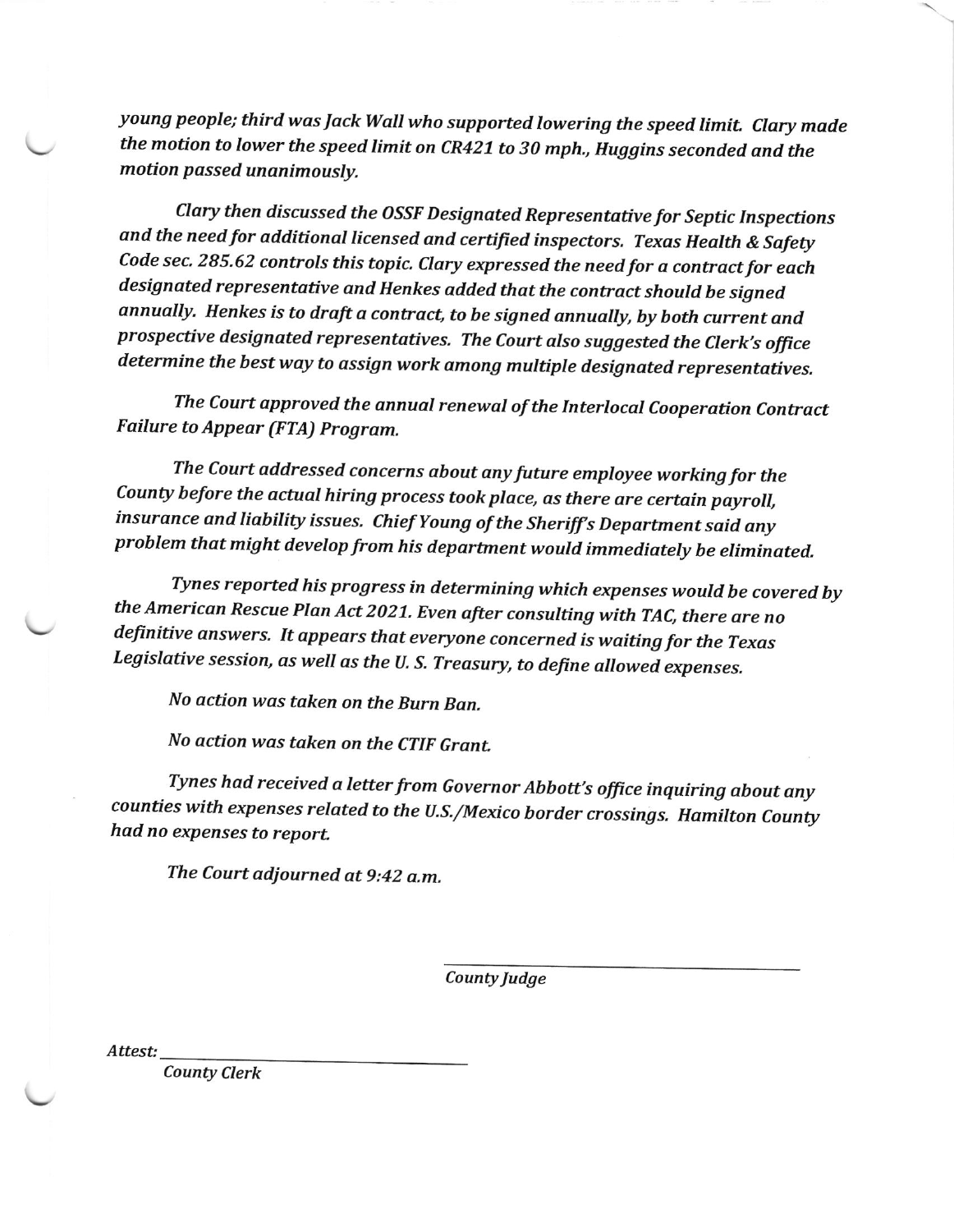*young people; third was Jack Wall who supported lowering the speed limit. Clary made the motion to lower the speed limit on CR421 to 30 mph., Huggins seconded and the motion passed unanimously.*

*Clary then discussed the OSSF Designated Representative for Septic Inspections and the need for additional licensed and certified inspectors. Texas Health & Safety Code sec. 285.62 controls this topic. Clary expressed the need for a contract for each designated representative and Henkes added that the contract should be signed annually. Henkes is to draft a contract, to be signed annually, by both current and prospective designated representatives. The Court also suggested the Clerk's office determine the best way to assign work among multiple designated representatives.*

*The Court approved the annual renewal of the Interlocal Cooperation Contract Failure to Appear (FTA) Program.*

*The Court addressed concerns about any future employee working for the County before the actual hiring process took place, as there are certain payroll, insurance and liability issues. Chief Young of the Sheriff's Department said any problem that might develop from his department would immediately be eliminated.*

*Tynes reported his progress in determining which expenses would be covered by the American Rescue Plan Act 2021. Even after consulting with TAC, there are no definitive answers. It appears that everyone concerned is waiting for the Texas Legislative session, as well as the U. S. Treasury, to define allowed expenses.*

*No action was taken on the Burn Ban.*

*No action was taken on the CTIF Grant.*

*Tynes had received a letter from Governor Abbott's office inquiring about any counties with expenses related to the U.S./Mexico border crossings. Hamilton County had no expenses to report.*

*The Court adjourned at 9:42 a.m.*

\_\_\_\_\_\_\_\_\_\_\_\_\_\_\_\_\_\_\_\_\_\_\_\_\_\_\_\_\_\_\_\_\_\_\_\_

*County Judge*

*Attest:* \_\_\_\_\_\_\_\_\_\_\_\_\_\_\_\_\_\_\_\_\_\_\_\_\_\_\_\_\_\_\_\_\_\_\_\_

*County Clerk*